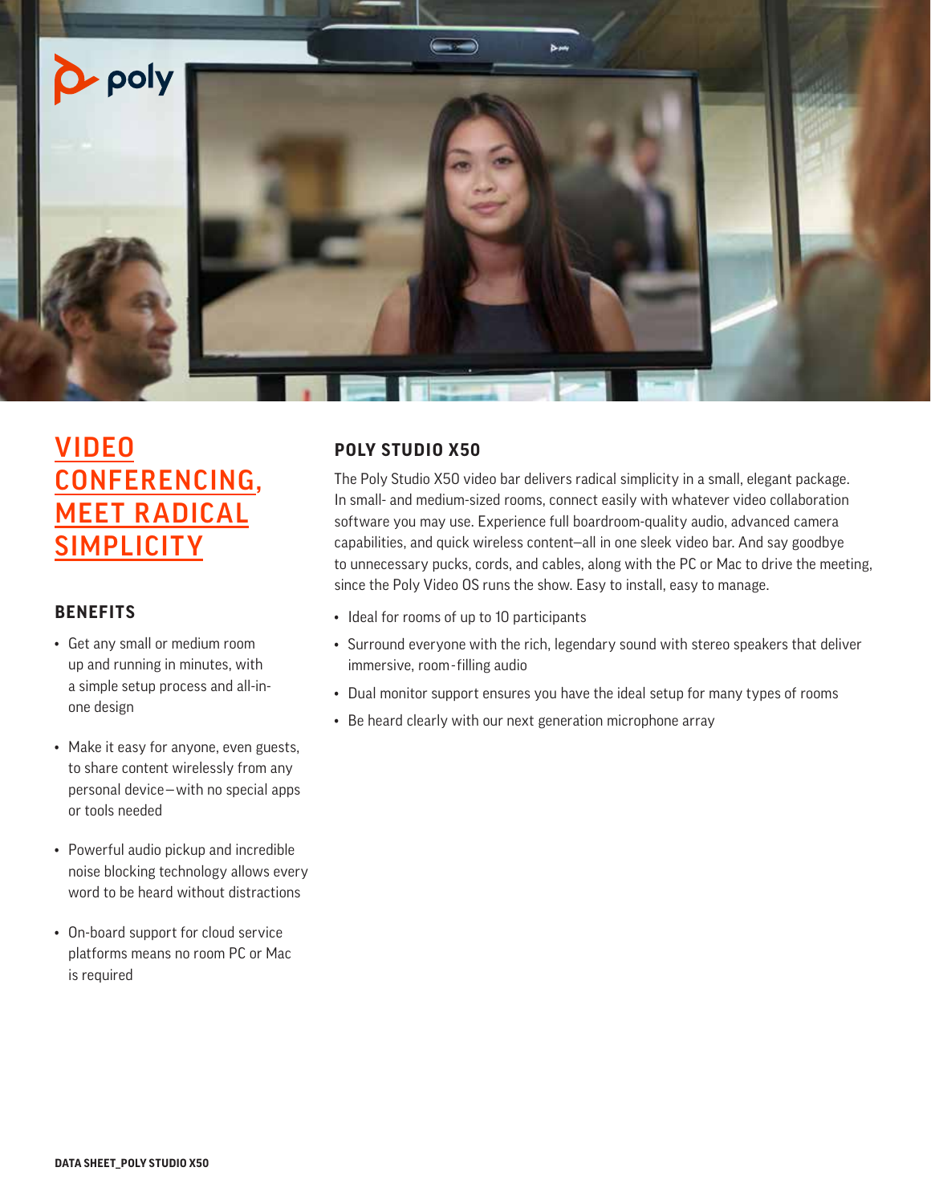# VIDEO CONFERENCING, MEET RADICAL SIMPLICITY

## BENEFITS

- Get any small or medium room up and running in minutes, with a simple setup process and all-in-one design
- Make it easy for anyone, even guests, to share content wirelessly from any personal device—with no special apps or tools needed
- Powerful audio pickup and incredible noise blocking technology allows every word to be heard without distractions
- On-board support for cloud service platforms means no room PC or Mac is required

## POLY STUDIO X50

The Poly Studio X50 video bar delivers radical simplicity in a small, elegant package. In small- and medium-sized rooms, connect easily with whatever video collaboration software you may use. Experience full boardroom-quality audio, advanced camera capabilities, and quick wireless content–all in one sleek video bar. And say goodbye to unnecessary pucks, cords, and cables, along with the PC or Mac to drive the meeting, since the Poly Video OS runs the show. Easy to install, easy to manage.

- Ideal for rooms of up to 10 participants
- Surround everyone with the rich, legendary sound with stereo speakers that deliver immersive, room-filling audio
- Dual monitor support ensures you have the ideal setup for many types of rooms
- Be heard clearly with our next generation microphone array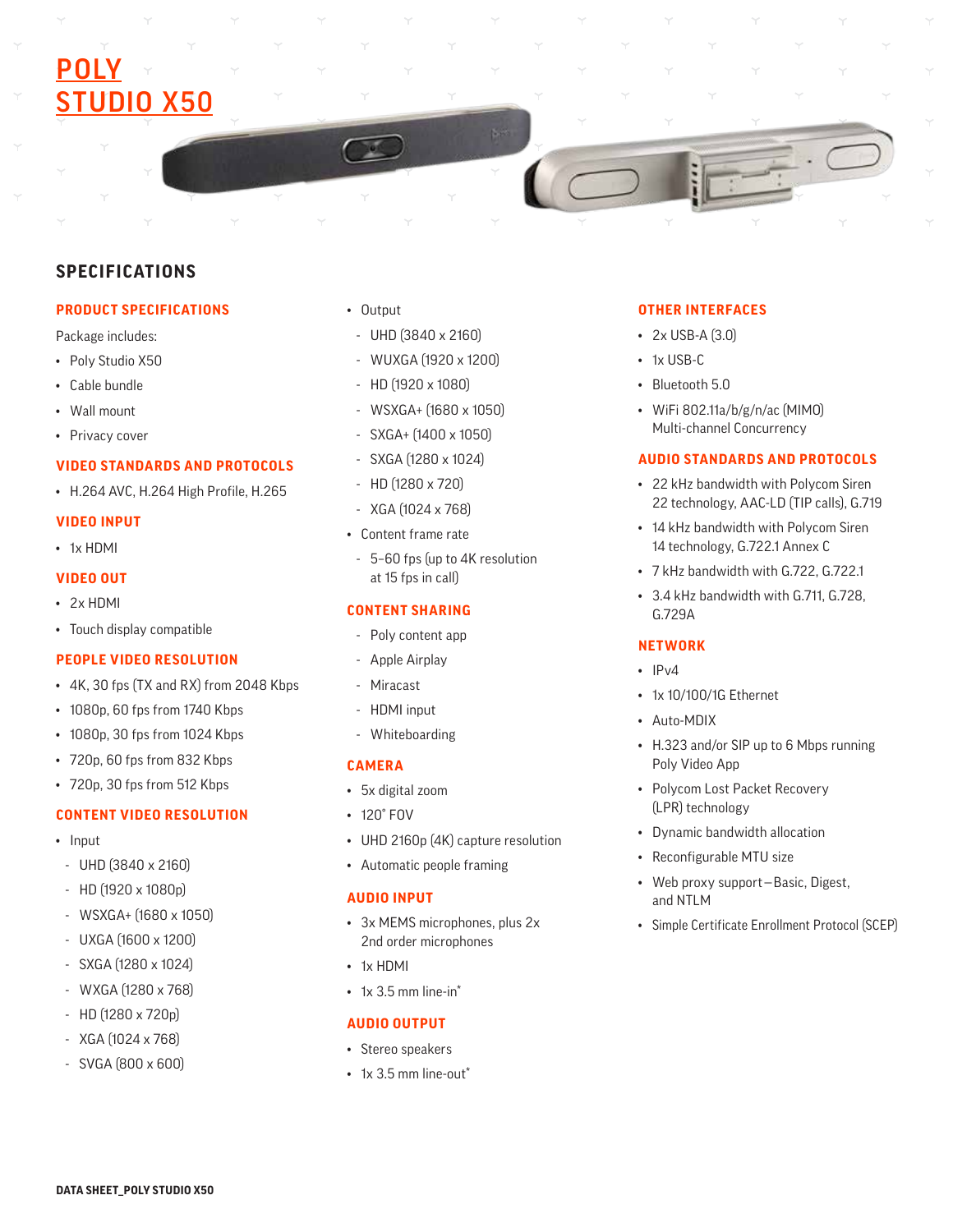# POLY STUDIO X50

## SPECIFICATIONS

### PRODUCT SPECIFICATIONS

Package includes:

- Poly Studio X50
- Cable bundle
- Wall mount
- Privacy cover

### VIDEO STANDARDS AND PROTOCOLS

- H.264 AVC, H.264 High Profile, H.265

### VIDEO INPUT

- 1x HDMI

### VIDEO OUT

- 2x HDMI
- Touch display compatible

### PEOPLE VIDEO RESOLUTION

- 4K, 30 fps (TX and RX) from 2048 Kbps
- 1080p, 60 fps from 1740 Kbps
- 1080p, 30 fps from 1024 Kbps
- 720p, 60 fps from 832 Kbps
- 720p, 30 fps from 512 Kbps

### CONTENT VIDEO RESOLUTION

- Input
  - UHD (3840 x 2160)
  - HD (1920 x 1080p)
  - WSXGA+ (1680 x 1050)
  - UXGA (1600 x 1200)
  - SXGA (1280 x 1024)
  - WXGA (1280 x 768)
  - HD (1280 x 720p)
  - XGA (1024 x 768)
  - SVGA (800 x 600)
- Output
  - UHD (3840 x 2160)
  - WUXGA (1920 x 1200)
  - HD (1920 x 1080)
  - WSXGA+ (1680 x 1050)
  - SXGA+ (1400 x 1050)
  - SXGA (1280 x 1024)
  - HD (1280 x 720)
  - XGA (1024 x 768)
- Content frame rate
  - 5–60 fps (up to 4K resolution at 15 fps in call)

### CONTENT SHARING

- Poly content app
- Apple Airplay
- Miracast
- HDMI input
- Whiteboarding

### CAMERA

- 5x digital zoom
- 120° FOV
- UHD 2160p (4K) capture resolution
- Automatic people framing

### AUDIO INPUT

- 3x MEMS microphones, plus 2x 2nd order microphones
- 1x HDMI
- 1x 3.5 mm line-in*

### AUDIO OUTPUT

- Stereo speakers
- 1x 3.5 mm line-out*

### OTHER INTERFACES

- 2x USB-A (3.0)
- 1x USB-C
- Bluetooth 5.0
- WiFi 802.11a/b/g/n/ac (MIMO) Multi-channel Concurrency

### AUDIO STANDARDS AND PROTOCOLS

- 22 kHz bandwidth with Polycom Siren 22 technology, AAC-LD (TIP calls), G.719
- 14 kHz bandwidth with Polycom Siren 14 technology, G.722.1 Annex C
- 7 kHz bandwidth with G.722, G.722.1
- 3.4 kHz bandwidth with G.711, G.728, G.729A

### NETWORK

- IPv4
- 1x 10/100/1G Ethernet
- Auto-MDIX
- H.323 and/or SIP up to 6 Mbps running Poly Video App
- Polycom Lost Packet Recovery (LPR) technology
- Dynamic bandwidth allocation
- Reconfigurable MTU size
- Web proxy support—Basic, Digest, and NTLM
- Simple Certificate Enrollment Protocol (SCEP)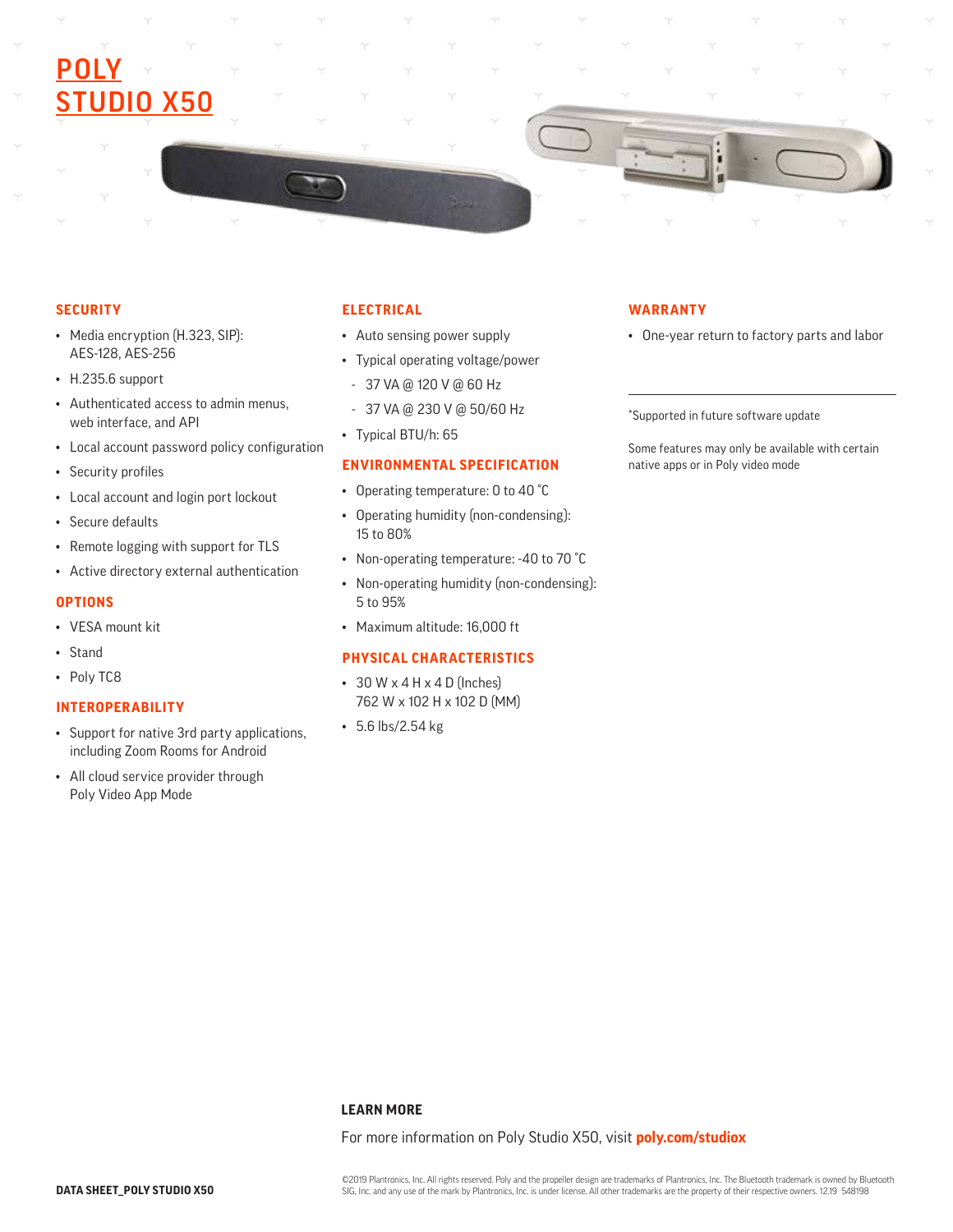# POLY STUDIO X50

## SECURITY

- Media encryption (H.323, SIP): AES-128, AES-256
- H.235.6 support
- Authenticated access to admin menus, web interface, and API
- Local account password policy configuration
- Security profiles
- Local account and login port lockout
- Secure defaults
- Remote logging with support for TLS
- Active directory external authentication

## OPTIONS

- VESA mount kit
- Stand
- Poly TC8

## INTEROPERABILITY

- Support for native 3rd party applications, including Zoom Rooms for Android
- All cloud service provider through Poly Video App Mode

## ELECTRICAL

- Auto sensing power supply
- Typical operating voltage/power
  - 37 VA @ 120 V @ 60 Hz
  - 37 VA @ 230 V @ 50/60 Hz
- Typical BTU/h: 65

## ENVIRONMENTAL SPECIFICATION

- Operating temperature: 0 to 40 °C
- Operating humidity (non-condensing): 15 to 80%
- Non-operating temperature: -40 to 70 °C
- Non-operating humidity (non-condensing): 5 to 95%
- Maximum altitude: 16,000 ft

## PHYSICAL CHARACTERISTICS

- 30 W x 4 H x 4 D (Inches)
  762 W x 102 H x 102 D (MM)
- 5.6 lbs/2.54 kg

## WARRANTY

- One-year return to factory parts and labor

*Supported in future software update

Some features may only be available with certain native apps or in Poly video mode

**LEARN MORE**

For more information on Poly Studio X50, visit **poly.com/studiox**

DATA SHEET_POLY STUDIO X50

©2019 Plantronics, Inc. All rights reserved. Poly and the propeller design are trademarks of Plantronics, Inc. The Bluetooth trademark is owned by Bluetooth SIG, Inc. and any use of the mark by Plantronics, Inc. is under license. All other trademarks are the property of their respective owners. 12.19 548198